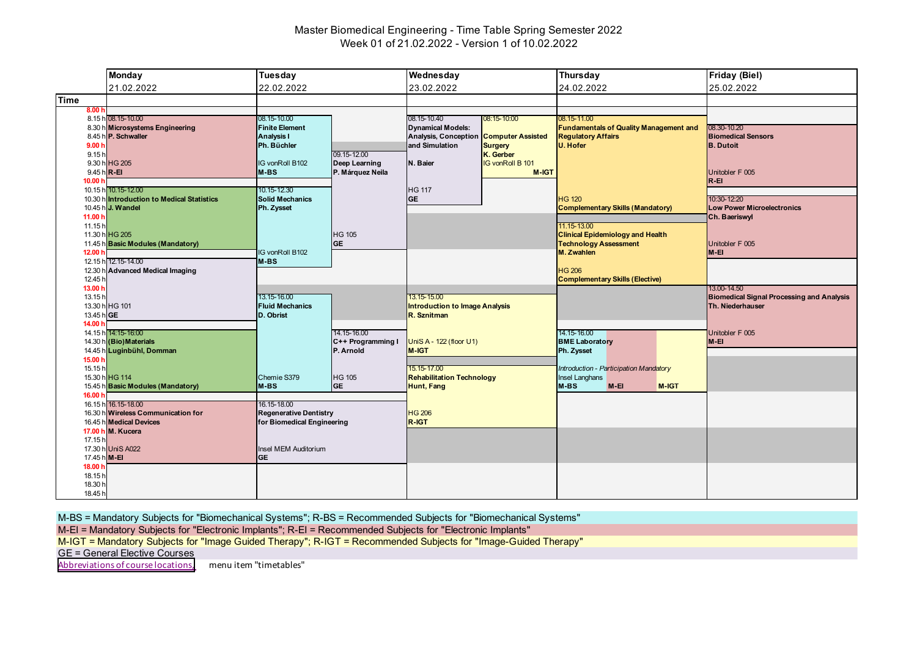# Master Biomedical Engineering - Time Table Spring Semester 2022

## Week 01 of 21.02.2022 - Version 1 of 10.02.2022

### Monday 21.02.2022

| Time | Course | Lecturer | Location | Category |
|---|---|---|---|---|
| 08.15-10.00 | Microsystems Engineering | P. Schwaller | HG 205 | R-EI |
| 10.15-12.00 | Introduction to Medical Statistics | J. Wandel | HG 205 | Basic Modules (Mandatory) |
| 12.15-14.00 | Advanced Medical Imaging | | HG 101 | GE |
| 14.15-16.00 | (Bio)Materials | Luginbühl, Domman | HG 114 | Basic Modules (Mandatory) |
| 16.15-18.00 | Wireless Communication for Medical Devices | M. Kucera | UniS A022 | M-EI |

### Tuesday 22.02.2022

| Time | Course | Lecturer | Location | Category |
|---|---|---|---|---|
| 08.15-10.00 | Finite Element Analysis I | Ph. Büchler | IG vonRoll B102 | M-BS |
| 09.15-12.00 | Deep Learning | P. Márquez Neila | HG 105 | GE |
| 10.15-12.30 | Solid Mechanics | Ph. Zysset | IG vonRoll B102 | M-BS |
| 13.15-16.00 | Fluid Mechanics | D. Obrist | Chemie S379 | M-BS |
| 14.15-16.00 | C++ Programming I | P. Arnold | HG 105 | GE |
| 16.15-18.00 | Regenerative Dentistry for Biomedical Engineering | | Insel MEM Auditorium | GE |

### Wednesday 23.02.2022

| Time | Course | Lecturer | Location | Category |
|---|---|---|---|---|
| 08.15-10.40 | Dynamical Models: Analysis, Conception and Simulation | N. Baier | HG 117 | GE |
| 08.15-10.00 | Computer Assisted Surgery | K. Gerber | IG vonRoll B 101 | M-IGT |
| 13.15-15.00 | Introduction to Image Analysis | R. Sznitman | UniS A - 122 (floor U1) | M-IGT |
| 15.15-17.00 | Rehabilitation Technology | Hunt, Fang | HG 206 | R-IGT |

### Thursday 24.02.2022

| Time | Course | Lecturer | Location | Category |
|---|---|---|---|---|
| 08.15-11.00 | Fundamentals of Quality Management and Regulatory Affairs | U. Hofer | HG 120 | Complementary Skills (Mandatory) |
| 11.15-13.00 | Clinical Epidemiology and Health Technology Assessment | M. Zwahlen | HG 206 | Complementary Skills (Elective) |
| 14.15-16.00 | BME Laboratory *Introduction - Participation Mandatory* | Ph. Zysset | Insel Langhans | M-BS, M-EI, M-IGT |

### Friday (Biel) 25.02.2022

| Time | Course | Lecturer | Location | Category |
|---|---|---|---|---|
| 08.30-10.20 | Biomedical Sensors | B. Dutoit | Unitobler F 005 | R-EI |
| 10:30-12:20 | Low Power Microelectronics | Ch. Baeriswyl | Unitobler F 005 | M-EI |
| 13.00-14.50 | Biomedical Signal Processing and Analysis | Th. Niederhauser | Unitobler F 005 | M-EI |

M-BS = Mandatory Subjects for "Biomechanical Systems"; R-BS = Recommended Subjects for "Biomechanical Systems"

M-EI = Mandatory Subjects for "Electronic Implants"; R-EI = Recommended Subjects for "Electronic Implants"

M-IGT = Mandatory Subjects for "Image Guided Therapy"; R-IGT = Recommended Subjects for "Image-Guided Therapy"

GE = General Elective Courses

Abbreviations of course locations, menu item "timetables"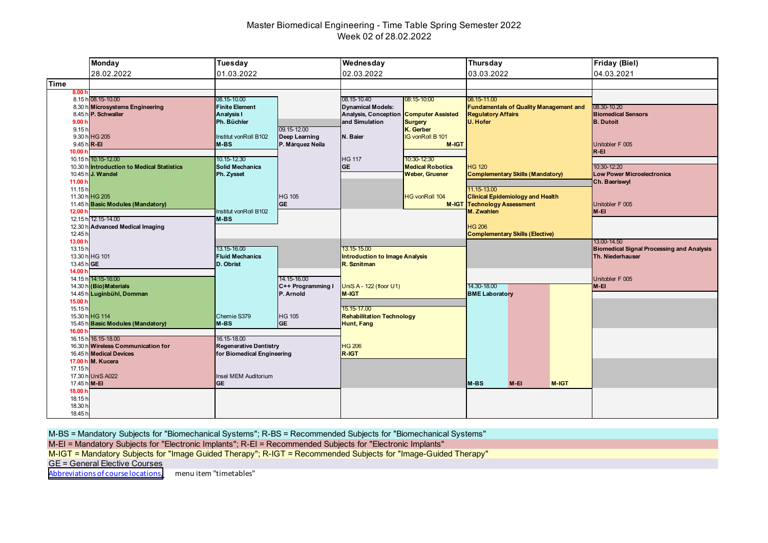# Master Biomedical Engineering - Time Table Spring Semester 2022

## Week 02 of 28.02.2022

| Day | Time | Course | Lecturer | Location | Category |
|---|---|---|---|---|---|
| Monday 28.02.2022 | 08.15-10.00 | Microsystems Engineering | P. Schwaller | HG 205 | R-EI |
| Monday 28.02.2022 | 10.15-12.00 | Introduction to Medical Statistics | J. Wandel | HG 205 | Basic Modules (Mandatory) |
| Monday 28.02.2022 | 12.15-14.00 | Advanced Medical Imaging | | HG 101 | GE |
| Monday 28.02.2022 | 14.15-16:00 | (Bio)Materials | Luginbühl, Domman | HG 114 | Basic Modules (Mandatory) |
| Monday 28.02.2022 | 16.15-18.00 | Wireless Communication for Medical Devices | M. Kucera | UniS A022 | M-EI |
| Tuesday 01.03.2022 | 08.15-10.00 | Finite Element Analysis I | Ph. Büchler | Institut vonRoll B102 | M-BS |
| Tuesday 01.03.2022 | 09.15-12.00 | Deep Learning | P. Márquez Neila | HG 105 | GE |
| Tuesday 01.03.2022 | 10.15-12.30 | Solid Mechanics | Ph. Zysset | Institut vonRoll B102 | M-BS |
| Tuesday 01.03.2022 | 13.15-16.00 | Fluid Mechanics | D. Obrist | Chemie S379 | M-BS |
| Tuesday 01.03.2022 | 14.15-16.00 | C++ Programming I | P. Arnold | HG 105 | GE |
| Tuesday 01.03.2022 | 16.15-18.00 | Regenerative Dentistry for Biomedical Engineering | | Insel MEM Auditorium | GE |
| Wednesday 02.03.2022 | 08.15-10.40 | Dynamical Models: Analysis, Conception and Simulation | N. Baier | HG 117 | GE |
| Wednesday 02.03.2022 | 08:15-10:00 | Computer Assisted Surgery | K. Gerber | IG vonRoll B 101 | M-IGT |
| Wednesday 02.03.2022 | 10:30-12:30 | Medical Robotics | Weber, Gruener | HG vonRoll 104 | M-IGT |
| Wednesday 02.03.2022 | 13.15-15.00 | Introduction to Image Analysis | R. Sznitman | UniS A - 122 (floor U1) | M-IGT |
| Wednesday 02.03.2022 | 15.15-17.00 | Rehabilitation Technology | Hunt, Fang | HG 206 | R-IGT |
| Thursday 03.03.2022 | 08.15-11.00 | Fundamentals of Quality Management and Regulatory Affairs | U. Hofer | HG 120 | Complementary Skills (Mandatory) |
| Thursday 03.03.2022 | 11.15-13.00 | Clinical Epidemiology and Health Technology Assessment | M. Zwahlen | HG 206 | Complementary Skills (Elective) |
| Thursday 03.03.2022 | 14.30-18.00 | BME Laboratory | | | M-BS / M-EI / M-IGT |
| Friday (Biel) 04.03.2021 | 08.30-10.20 | Biomedical Sensors | B. Dutoit | Unitobler F 005 | R-EI |
| Friday (Biel) 04.03.2021 | 10:30-12:20 | Low Power Microelectronics | Ch. Baeriswyl | Unitobler F 005 | M-EI |
| Friday (Biel) 04.03.2021 | 13.00-14.50 | Biomedical Signal Processing and Analysis | Th. Niederhauser | Unitobler F 005 | M-EI |

M-BS = Mandatory Subjects for "Biomechanical Systems"; R-BS = Recommended Subjects for "Biomechanical Systems"

M-EI = Mandatory Subjects for "Electronic Implants"; R-EI = Recommended Subjects for "Electronic Implants"

M-IGT = Mandatory Subjects for "Image Guided Therapy"; R-IGT = Recommended Subjects for "Image-Guided Therapy"

GE = General Elective Courses

Abbreviations of course locations, menu item "timetables"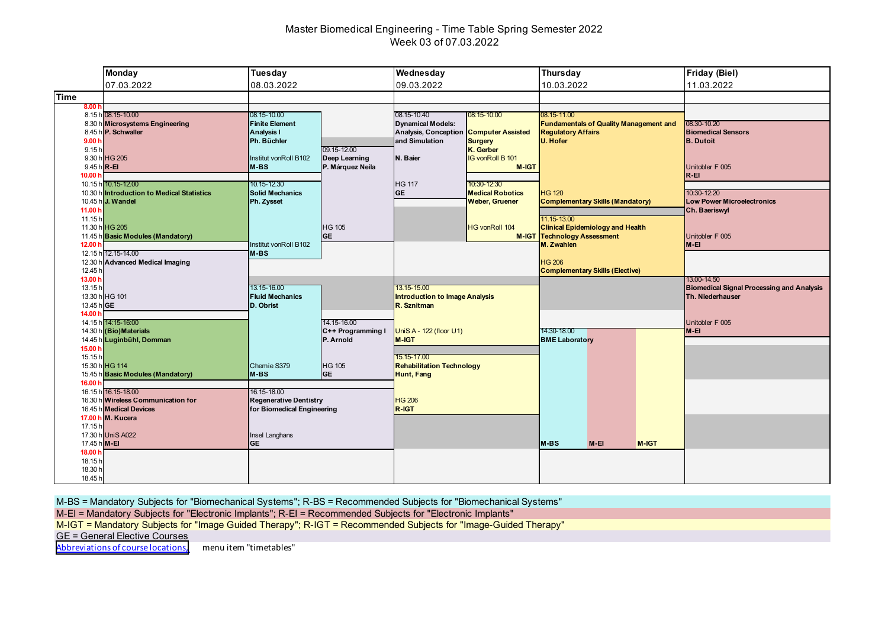# Master Biomedical Engineering - Time Table Spring Semester 2022
## Week 03 of 07.03.2022

| Day | Time | Course | Lecturer | Location | Category |
|---|---|---|---|---|---|
| **Monday 07.03.2022** | 08.15-10.00 | **Microsystems Engineering** | **P. Schwaller** | HG 205 | **R-EI** |
| | 10.15-12.00 | **Introduction to Medical Statistics** | **J. Wandel** | HG 205 | **Basic Modules (Mandatory)** |
| | 12.15-14.00 | **Advanced Medical Imaging** | | HG 101 | **GE** |
| | 14.15-16.00 | **(Bio)Materials** | **Luginbühl, Domman** | HG 114 | **Basic Modules (Mandatory)** |
| | 16.15-18.00 | **Wireless Communication for Medical Devices** | **M. Kucera** | UniS A022 | **M-EI** |
| **Tuesday 08.03.2022** | 08.15-10.00 | **Finite Element Analysis I** | **Ph. Büchler** | Institut vonRoll B102 | **M-BS** |
| | 09.15-12.00 | **Deep Learning** | **P. Márquez Neila** | HG 105 | **GE** |
| | 10.15-12.30 | **Solid Mechanics** | **Ph. Zysset** | Institut vonRoll B102 | **M-BS** |
| | 13.15-16.00 | **Fluid Mechanics** | **D. Obrist** | Chemie S379 | **M-BS** |
| | 14.15-16.00 | **C++ Programming I** | **P. Arnold** | HG 105 | **GE** |
| | 16.15-18.00 | **Regenerative Dentistry for Biomedical Engineering** | | Insel Langhans | **GE** |
| **Wednesday 09.03.2022** | 08.15-10.40 | **Dynamical Models: Analysis, Conception and Simulation** | **N. Baier** | HG 117 | **GE** |
| | 08:15-10:00 | **Computer Assisted Surgery** | **K. Gerber** | IG vonRoll B 101 | **M-IGT** |
| | 10:30-12:30 | **Medical Robotics** | **Weber, Gruener** | HG vonRoll 104 | **M-IGT** |
| | 13.15-15.00 | **Introduction to Image Analysis** | **R. Sznitman** | UniS A - 122 (floor U1) | **M-IGT** |
| | 15.15-17.00 | **Rehabilitation Technology** | **Hunt, Fang** | HG 206 | **R-IGT** |
| **Thursday 10.03.2022** | 08.15-11.00 | **Fundamentals of Quality Management and Regulatory Affairs** | **U. Hofer** | HG 120 | **Complementary Skills (Mandatory)** |
| | 11.15-13.00 | **Clinical Epidemiology and Health Technology Assessment** | **M. Zwahlen** | HG 206 | **Complementary Skills (Elective)** |
| | 14.30-18.00 | **BME Laboratory** | | | **M-BS**, **M-EI**, **M-IGT** |
| **Friday (Biel) 11.03.2022** | 08.30-10.20 | **Biomedical Sensors** | **B. Dutoit** | Unitobler F 005 | **R-EI** |
| | 10:30-12:20 | **Low Power Microelectronics** | **Ch. Baeriswyl** | Unitobler F 005 | **M-EI** |
| | 13.00-14.50 | **Biomedical Signal Processing and Analysis** | **Th. Niederhauser** | Unitobler F 005 | **M-EI** |

M-BS = Mandatory Subjects for "Biomechanical Systems"; R-BS = Recommended Subjects for "Biomechanical Systems"

M-EI = Mandatory Subjects for "Electronic Implants"; R-EI = Recommended Subjects for "Electronic Implants"

M-IGT = Mandatory Subjects for "Image Guided Therapy"; R-IGT = Recommended Subjects for "Image-Guided Therapy"

GE = General Elective Courses

Abbreviations of course locations, menu item "timetables"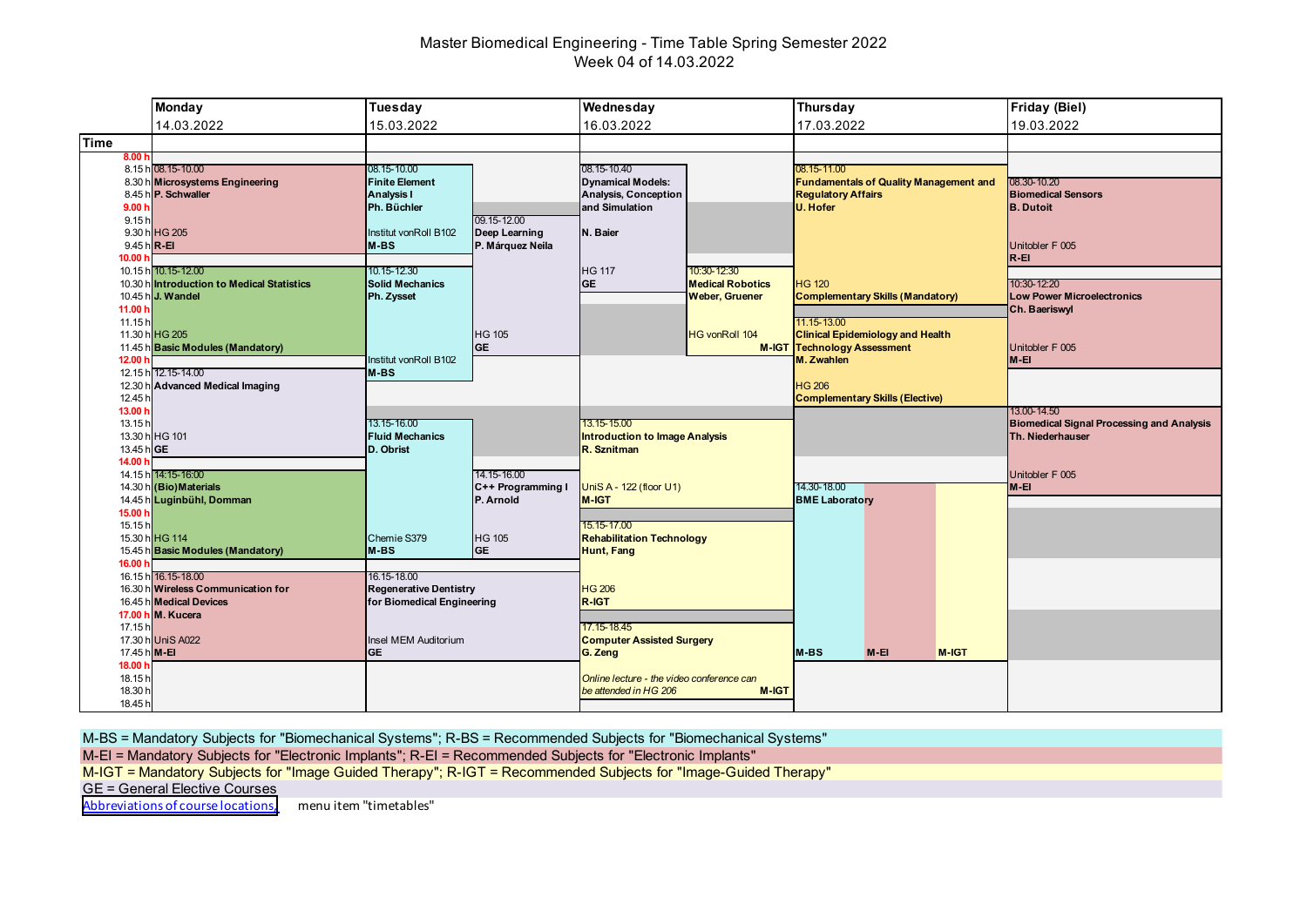# Master Biomedical Engineering - Time Table Spring Semester 2022

## Week 04 of 14.03.2022

| Day | Time | Course | Lecturer | Room | Category |
|---|---|---|---|---|---|
| **Monday** 14.03.2022 | 08.15-10.00 | **Microsystems Engineering** | **P. Schwaller** | HG 205 | **R-EI** |
| | 10.15-12.00 | **Introduction to Medical Statistics** | **J. Wandel** | HG 205 | **Basic Modules (Mandatory)** |
| | 12.15-14.00 | **Advanced Medical Imaging** | | HG 101 | **GE** |
| | 14.15-16:00 | **(Bio)Materials** | **Luginbühl, Domman** | HG 114 | **Basic Modules (Mandatory)** |
| | 16.15-18.00 | **Wireless Communication for Medical Devices** | **M. Kucera** | UniS A022 | **M-EI** |
| **Tuesday** 15.03.2022 | 08.15-10.00 | **Finite Element Analysis I** | **Ph. Büchler** | Institut vonRoll B102 | **M-BS** |
| | 09.15-12.00 | **Deep Learning** | **P. Márquez Neila** | HG 105 | **GE** |
| | 10.15-12.30 | **Solid Mechanics** | **Ph. Zysset** | Institut vonRoll B102 | **M-BS** |
| | 13.15-16.00 | **Fluid Mechanics** | **D. Obrist** | Chemie S379 | **M-BS** |
| | 14.15-16.00 | **C++ Programming I** | **P. Arnold** | HG 105 | **GE** |
| | 16.15-18.00 | **Regenerative Dentistry for Biomedical Engineering** | | Insel MEM Auditorium | **GE** |
| **Wednesday** 16.03.2022 | 08.15-10.40 | **Dynamical Models: Analysis, Conception and Simulation** | **N. Baier** | HG 117 | **GE** |
| | 10:30-12:30 | **Medical Robotics** | **Weber, Gruener** | HG vonRoll 104 | **M-IGT** |
| | 13.15-15.00 | **Introduction to Image Analysis** | **R. Sznitman** | UniS A - 122 (floor U1) | **M-IGT** |
| | 15.15-17.00 | **Rehabilitation Technology** | **Hunt, Fang** | HG 206 | **R-IGT** |
| | 17.15-18.45 | **Computer Assisted Surgery** | **G. Zeng** | *Online lecture - the video conference can be attended in HG 206* | **M-IGT** |
| **Thursday** 17.03.2022 | 08.15-11.00 | **Fundamentals of Quality Management and Regulatory Affairs** | **U. Hofer** | HG 120 | **Complementary Skills (Mandatory)** |
| | 11.15-13.00 | **Clinical Epidemiology and Health Technology Assessment** | **M. Zwahlen** | HG 206 | **Complementary Skills (Elective)** |
| | 14.30-18.00 | **BME Laboratory** | | | **M-BS**, **M-EI**, **M-IGT** |
| **Friday (Biel)** 19.03.2022 | 08.30-10.20 | **Biomedical Sensors** | **B. Dutoit** | Unitobler F 005 | **R-EI** |
| | 10:30-12:20 | **Low Power Microelectronics** | **Ch. Baeriswyl** | Unitobler F 005 | **M-EI** |
| | 13.00-14.50 | **Biomedical Signal Processing and Analysis** | **Th. Niederhauser** | Unitobler F 005 | **M-EI** |

M-BS = Mandatory Subjects for "Biomechanical Systems"; R-BS = Recommended Subjects for "Biomechanical Systems"

M-EI = Mandatory Subjects for "Electronic Implants"; R-EI = Recommended Subjects for "Electronic Implants"

M-IGT = Mandatory Subjects for "Image Guided Therapy"; R-IGT = Recommended Subjects for "Image-Guided Therapy"

GE = General Elective Courses

Abbreviations of course locations, menu item "timetables"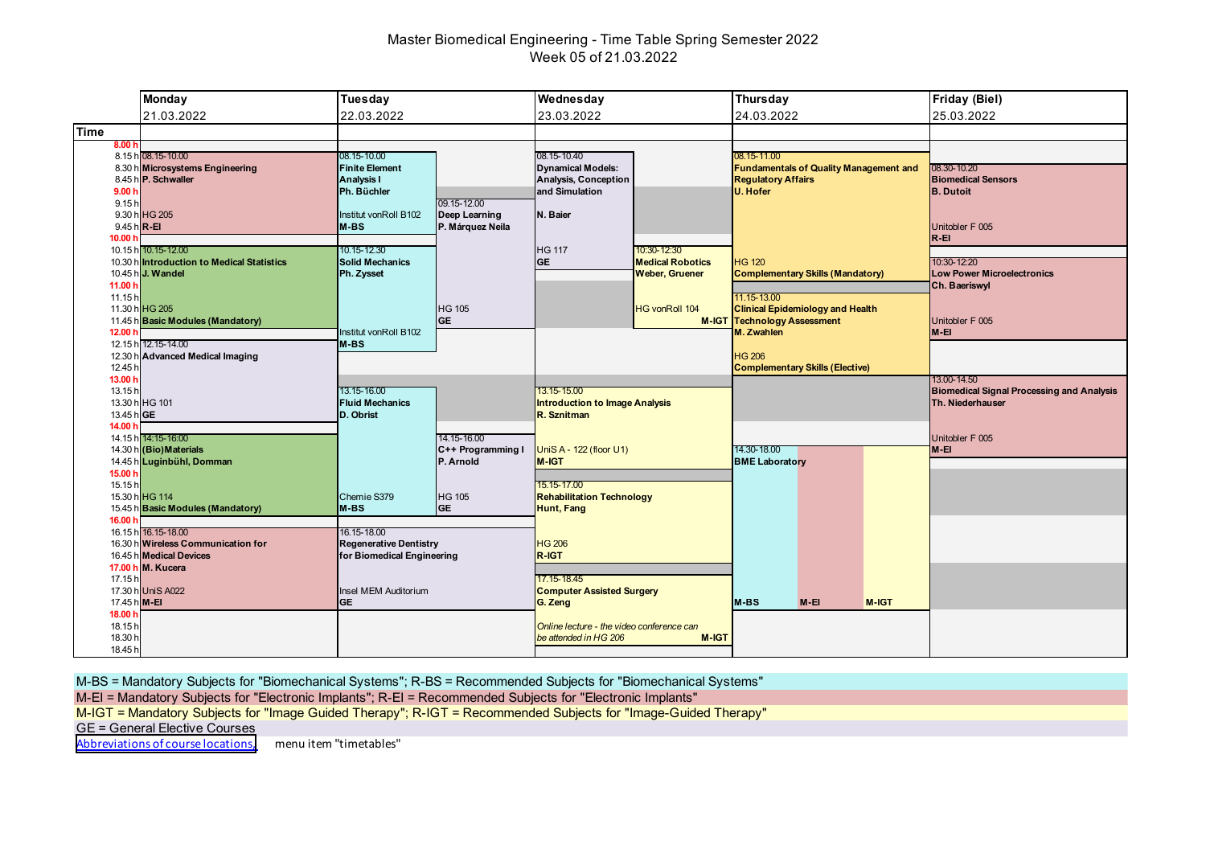# Master Biomedical Engineering - Time Table Spring Semester 2022
Week 05 of 21.03.2022

| Day | Time | Course | Lecturer | Location | Category |
|---|---|---|---|---|---|
| **Monday** 21.03.2022 | 08.15-10.00 | **Microsystems Engineering** | **P. Schwaller** | HG 205 | **R-EI** |
| | 10.15-12.00 | **Introduction to Medical Statistics** | **J. Wandel** | HG 205 | **Basic Modules (Mandatory)** |
| | 12.15-14.00 | **Advanced Medical Imaging** | | HG 101 | **GE** |
| | 14.15-16:00 | **(Bio)Materials** | **Luginbühl, Domman** | HG 114 | **Basic Modules (Mandatory)** |
| | 16.15-18.00 | **Wireless Communication for Medical Devices** | **M. Kucera** | UniS A022 | **M-EI** |
| **Tuesday** 22.03.2022 | 08.15-10.00 | **Finite Element Analysis I** | **Ph. Büchler** | Institut vonRoll B102 | **M-BS** |
| | 09.15-12.00 | **Deep Learning** | **P. Márquez Neila** | HG 105 | **GE** |
| | 10.15-12.30 | **Solid Mechanics** | **Ph. Zysset** | Institut vonRoll B102 | **M-BS** |
| | 13.15-16.00 | **Fluid Mechanics** | **D. Obrist** | Chemie S379 | **M-BS** |
| | 14.15-16.00 | **C++ Programming I** | **P. Arnold** | HG 105 | **GE** |
| | 16.15-18.00 | **Regenerative Dentistry for Biomedical Engineering** | | Insel MEM Auditorium | **GE** |
| **Wednesday** 23.03.2022 | 08.15-10.40 | **Dynamical Models: Analysis, Conception and Simulation** | **N. Baier** | HG 117 | **GE** |
| | 10:30-12:30 | **Medical Robotics** | **Weber, Gruener** | HG vonRoll 104 | **M-IGT** |
| | 13.15-15.00 | **Introduction to Image Analysis** | **R. Sznitman** | UniS A - 122 (floor U1) | **M-IGT** |
| | 15.15-17.00 | **Rehabilitation Technology** | **Hunt, Fang** | HG 206 | **R-IGT** |
| | 17.15-18.45 | **Computer Assisted Surgery** | **G. Zeng** | *Online lecture - the video conference can be attended in HG 206* | **M-IGT** |
| **Thursday** 24.03.2022 | 08.15-11.00 | **Fundamentals of Quality Management and Regulatory Affairs** | **U. Hofer** | HG 120 | **Complementary Skills (Mandatory)** |
| | 11.15-13.00 | **Clinical Epidemiology and Health Technology Assessment** | **M. Zwahlen** | HG 206 | **Complementary Skills (Elective)** |
| | 14.30-18.00 | **BME Laboratory** | | | **M-BS**, **M-EI**, **M-IGT** |
| **Friday (Biel)** 25.03.2022 | 08.30-10.20 | **Biomedical Sensors** | **B. Dutoit** | Unitobler F 005 | **R-EI** |
| | 10:30-12:20 | **Low Power Microelectronics** | **Ch. Baeriswyl** | Unitobler F 005 | **M-EI** |
| | 13.00-14.50 | **Biomedical Signal Processing and Analysis** | **Th. Niederhauser** | Unitobler F 005 | **M-EI** |

M-BS = Mandatory Subjects for "Biomechanical Systems"; R-BS = Recommended Subjects for "Biomechanical Systems"

M-EI = Mandatory Subjects for "Electronic Implants"; R-EI = Recommended Subjects for "Electronic Implants"

M-IGT = Mandatory Subjects for "Image Guided Therapy"; R-IGT = Recommended Subjects for "Image-Guided Therapy"

GE = General Elective Courses

Abbreviations of course locations, menu item "timetables"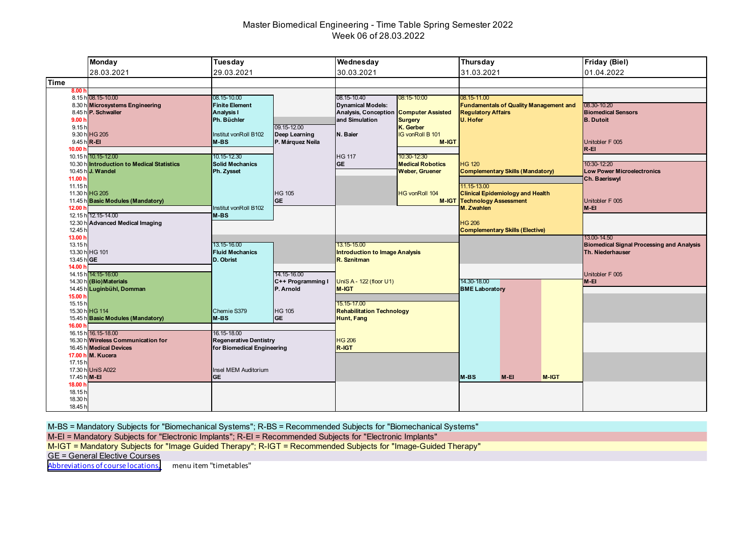# Master Biomedical Engineering - Time Table Spring Semester 2022

## Week 06 of 28.03.2022

| Day | Time | Course | Lecturer | Location | Category |
|---|---|---|---|---|---|
| **Monday** 28.03.2021 | 08.15-10.00 | **Microsystems Engineering** | P. Schwaller | HG 205 | R-EI |
| | 10.15-12.00 | **Introduction to Medical Statistics** | J. Wandel | HG 205 | Basic Modules (Mandatory) |
| | 12.15-14.00 | **Advanced Medical Imaging** | | HG 101 | GE |
| | 14.15-16:00 | **(Bio)Materials** | Luginbühl, Domman | HG 114 | Basic Modules (Mandatory) |
| | 16.15-18.00 | **Wireless Communication for Medical Devices** | M. Kucera | UniS A022 | M-EI |
| **Tuesday** 29.03.2021 | 08.15-10.00 | **Finite Element Analysis I** | Ph. Büchler | Institut vonRoll B102 | M-BS |
| | 09.15-12.00 | **Deep Learning** | P. Márquez Neila | HG 105 | GE |
| | 10.15-12.30 | **Solid Mechanics** | Ph. Zysset | Institut vonRoll B102 | M-BS |
| | 13.15-16.00 | **Fluid Mechanics** | D. Obrist | Chemie S379 | M-BS |
| | 14.15-16.00 | **C++ Programming I** | P. Arnold | HG 105 | GE |
| | 16.15-18.00 | **Regenerative Dentistry for Biomedical Engineering** | | Insel MEM Auditorium | GE |
| **Wednesday** 30.03.2021 | 08.15-10.40 | **Dynamical Models: Analysis, Conception and Simulation** | N. Baier | HG 117 | GE |
| | 08:15-10:00 | **Computer Assisted Surgery** | K. Gerber | IG vonRoll B 101 | M-IGT |
| | 10:30-12:30 | **Medical Robotics** | Weber, Gruener | HG vonRoll 104 | M-IGT |
| | 13.15-15.00 | **Introduction to Image Analysis** | R. Sznitman | UniS A - 122 (floor U1) | M-IGT |
| | 15.15-17.00 | **Rehabilitation Technology** | Hunt, Fang | HG 206 | R-IGT |
| **Thursday** 31.03.2021 | 08.15-11.00 | **Fundamentals of Quality Management and Regulatory Affairs** | U. Hofer | HG 120 | Complementary Skills (Mandatory) |
| | 11.15-13.00 | **Clinical Epidemiology and Health Technology Assessment** | M. Zwahlen | HG 206 | Complementary Skills (Elective) |
| | 14.30-18.00 | **BME Laboratory** | | | M-BS, M-EI, M-IGT |
| **Friday (Biel)** 01.04.2022 | 08.30-10.20 | **Biomedical Sensors** | B. Dutoit | Unitobler F 005 | R-EI |
| | 10:30-12:20 | **Low Power Microelectronics** | Ch. Baeriswyl | Unitobler F 005 | M-EI |
| | 13.00-14.50 | **Biomedical Signal Processing and Analysis** | Th. Niederhauser | Unitobler F 005 | M-EI |

M-BS = Mandatory Subjects for "Biomechanical Systems"; R-BS = Recommended Subjects for "Biomechanical Systems"

M-EI = Mandatory Subjects for "Electronic Implants"; R-EI = Recommended Subjects for "Electronic Implants"

M-IGT = Mandatory Subjects for "Image Guided Therapy"; R-IGT = Recommended Subjects for "Image-Guided Therapy"

GE = General Elective Courses

Abbreviations of course locations, menu item "timetables"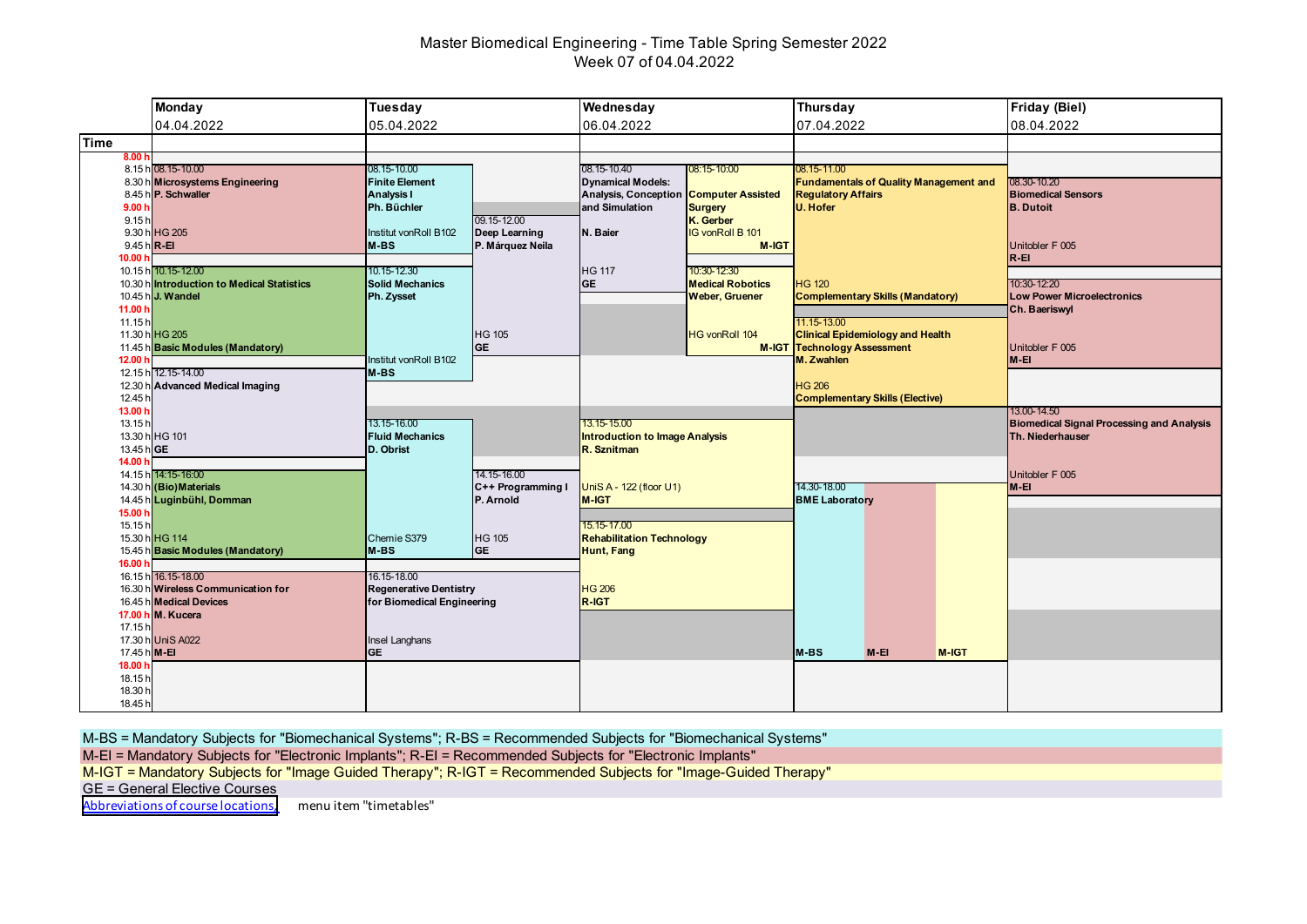# Master Biomedical Engineering - Time Table Spring Semester 2022
Week 07 of 04.04.2022

| Day | Time | Course | Lecturer | Location | Category |
|---|---|---|---|---|---|
| **Monday** 04.04.2022 | 08.15-10.00 | **Microsystems Engineering** | P. Schwaller | HG 205 | R-EI |
| | 10.15-12.00 | **Introduction to Medical Statistics** | J. Wandel | HG 205 | Basic Modules (Mandatory) |
| | 12.15-14.00 | **Advanced Medical Imaging** | | HG 101 | GE |
| | 14.15-16:00 | **(Bio)Materials** | Luginbühl, Domman | HG 114 | Basic Modules (Mandatory) |
| | 16.15-18.00 | **Wireless Communication for Medical Devices** | M. Kucera | UniS A022 | M-EI |
| **Tuesday** 05.04.2022 | 08.15-10.00 | **Finite Element Analysis I** | Ph. Büchler | Institut vonRoll B102 | M-BS |
| | 09.15-12.00 | **Deep Learning** | P. Márquez Neila | HG 105 | GE |
| | 10.15-12.30 | **Solid Mechanics** | Ph. Zysset | Institut vonRoll B102 | M-BS |
| | 13.15-16.00 | **Fluid Mechanics** | D. Obrist | Chemie S379 | M-BS |
| | 14.15-16.00 | **C++ Programming I** | P. Arnold | HG 105 | GE |
| | 16.15-18.00 | **Regenerative Dentistry for Biomedical Engineering** | | Insel Langhans | GE |
| **Wednesday** 06.04.2022 | 08.15-10.40 | **Dynamical Models: Analysis, Conception and Simulation** | N. Baier | HG 117 | GE |
| | 08:15-10:00 | **Computer Assisted Surgery** | K. Gerber | IG vonRoll B 101 | M-IGT |
| | 10:30-12:30 | **Medical Robotics** | Weber, Gruener | HG vonRoll 104 | M-IGT |
| | 13.15-15.00 | **Introduction to Image Analysis** | R. Sznitman | UniS A - 122 (floor U1) | M-IGT |
| | 15.15-17.00 | **Rehabilitation Technology** | Hunt, Fang | HG 206 | R-IGT |
| **Thursday** 07.04.2022 | 08.15-11.00 | **Fundamentals of Quality Management and Regulatory Affairs** | U. Hofer | HG 120 | Complementary Skills (Mandatory) |
| | 11.15-13.00 | **Clinical Epidemiology and Health Technology Assessment** | M. Zwahlen | HG 206 | Complementary Skills (Elective) |
| | 14.30-18.00 | **BME Laboratory** | | | M-BS, M-EI, M-IGT |
| **Friday (Biel)** 08.04.2022 | 08.30-10.20 | **Biomedical Sensors** | B. Dutoit | Unitobler F 005 | R-EI |
| | 10:30-12:20 | **Low Power Microelectronics** | Ch. Baeriswyl | Unitobler F 005 | M-EI |
| | 13.00-14.50 | **Biomedical Signal Processing and Analysis** | Th. Niederhauser | Unitobler F 005 | M-EI |

M-BS = Mandatory Subjects for "Biomechanical Systems"; R-BS = Recommended Subjects for "Biomechanical Systems"

M-EI = Mandatory Subjects for "Electronic Implants"; R-EI = Recommended Subjects for "Electronic Implants"

M-IGT = Mandatory Subjects for "Image Guided Therapy"; R-IGT = Recommended Subjects for "Image-Guided Therapy"

GE = General Elective Courses

Abbreviations of course locations, menu item "timetables"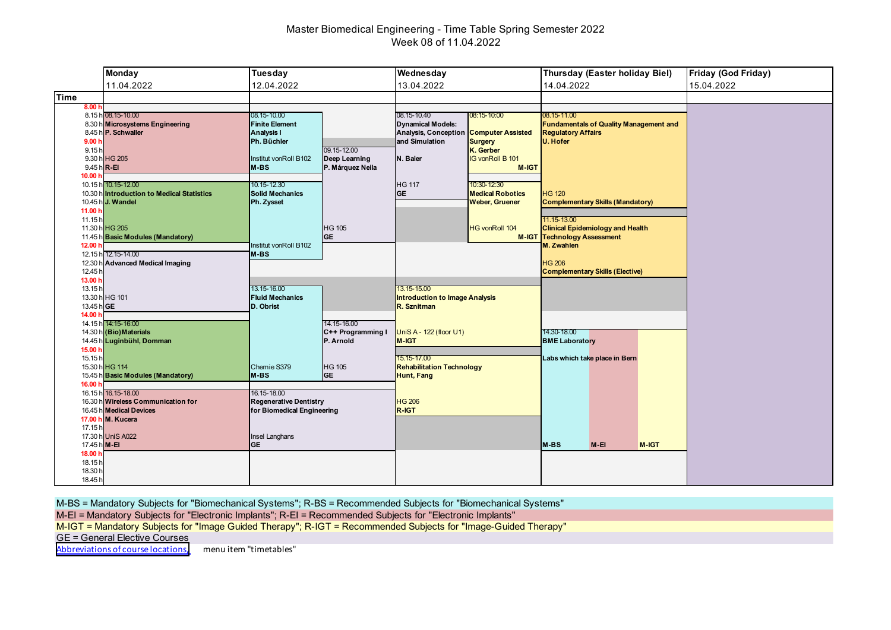# Master Biomedical Engineering - Time Table Spring Semester 2022
## Week 08 of 11.04.2022

| Time | Monday 11.04.2022 | Tuesday 12.04.2022 | Wednesday 13.04.2022 | Thursday (Easter holiday Biel) 14.04.2022 | Friday (God Friday) 15.04.2022 |
|---|---|---|---|---|---|
| 8.15 h | 08.15-10.00 **Microsystems Engineering** **P. Schwaller** HG 205 **R-EI** | 08.15-10.00 **Finite Element Analysis I** **Ph. Büchler** Institut vonRoll B102 **M-BS** | 08.15-10.40 **Dynamical Models: Analysis, Conception and Simulation** **N. Baier** HG 117 **GE** | 08.15-11.00 **Fundamentals of Quality Management and Regulatory Affairs** **U. Hofer** HG 120 **Complementary Skills (Mandatory)** | |
| 8.15 h | | | 08:15-10:00 **Computer Assisted Surgery** **K. Gerber** IG vonRoll B 101 **M-IGT** | | |
| 9.15 h | | 09.15-12.00 **Deep Learning** **P. Márquez Neila** HG 105 **GE** | | | |
| 10.15 h | 10.15-12.00 **Introduction to Medical Statistics** **J. Wandel** HG 205 **Basic Modules (Mandatory)** | 10.15-12.30 **Solid Mechanics** **Ph. Zysset** Institut vonRoll B102 **M-BS** | | | |
| 10.30 h | | | 10:30-12:30 **Medical Robotics** **Weber, Gruener** HG vonRoll 104 **M-IGT** | | |
| 11.15 h | | | | 11.15-13.00 **Clinical Epidemiology and Health Technology Assessment** **M. Zwahlen** HG 206 **Complementary Skills (Elective)** | |
| 12.15 h | 12.15-14.00 **Advanced Medical Imaging** HG 101 **GE** | | | | |
| 13.15 h | | 13.15-16.00 **Fluid Mechanics** **D. Obrist** Chemie S379 **M-BS** | 13.15-15.00 **Introduction to Image Analysis** **R. Sznitman** UniS A - 122 (floor U1) **M-IGT** | | |
| 14.15 h | 14.15-16:00 **(Bio)Materials** **Luginbühl, Domman** HG 114 **Basic Modules (Mandatory)** | 14.15-16.00 **C++ Programming I** **P. Arnold** HG 105 **GE** | | | |
| 14.30 h | | | | 14.30-18.00 **BME Laboratory** Labs which take place in Bern **M-BS** / **M-EI** / **M-IGT** | |
| 15.15 h | | | 15.15-17.00 **Rehabilitation Technology** **Hunt, Fang** HG 206 **R-IGT** | | |
| 16.15 h | 16.15-18.00 **Wireless Communication for Medical Devices** **M. Kucera** UniS A022 **M-EI** | 16.15-18.00 **Regenerative Dentistry for Biomedical Engineering** Insel Langhans **GE** | | | |

M-BS = Mandatory Subjects for "Biomechanical Systems"; R-BS = Recommended Subjects for "Biomechanical Systems"
M-EI = Mandatory Subjects for "Electronic Implants"; R-EI = Recommended Subjects for "Electronic Implants"
M-IGT = Mandatory Subjects for "Image Guided Therapy"; R-IGT = Recommended Subjects for "Image-Guided Therapy"
GE = General Elective Courses
Abbreviations of course locations, menu item "timetables"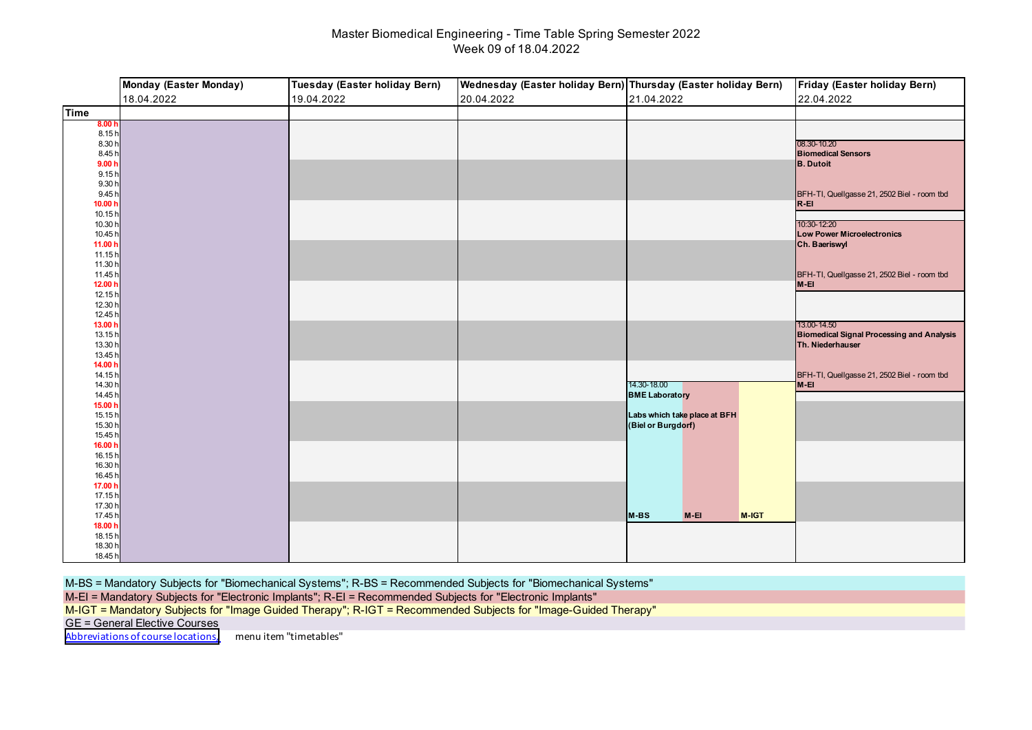# Master Biomedical Engineering - Time Table Spring Semester 2022

Week 09 of 18.04.2022

| Time | Monday (Easter Monday) 18.04.2022 | Tuesday (Easter holiday Bern) 19.04.2022 | Wednesday (Easter holiday Bern) 20.04.2022 | Thursday (Easter holiday Bern) 21.04.2022 | Friday (Easter holiday Bern) 22.04.2022 |
|---|---|---|---|---|---|
| 08.30-10.20 | | | | | **Biomedical Sensors** **B. Dutoit** BFH-TI, Quellgasse 21, 2502 Biel - room tbd **R-EI** |
| 10:30-12:20 | | | | | **Low Power Microelectronics** **Ch. Baeriswyl** BFH-TI, Quellgasse 21, 2502 Biel - room tbd **M-EI** |
| 13.00-14.50 | | | | | **Biomedical Signal Processing and Analysis** **Th. Niederhauser** BFH-TI, Quellgasse 21, 2502 Biel - room tbd **M-EI** |
| 14.30-18.00 | | | | **BME Laboratory** Labs which take place at BFH (Biel or Burgdorf) **M-BS** **M-EI** **M-IGT** | |

M-BS = Mandatory Subjects for "Biomechanical Systems"; R-BS = Recommended Subjects for "Biomechanical Systems"

M-EI = Mandatory Subjects for "Electronic Implants"; R-EI = Recommended Subjects for "Electronic Implants"

M-IGT = Mandatory Subjects for "Image Guided Therapy"; R-IGT = Recommended Subjects for "Image-Guided Therapy"

GE = General Elective Courses

Abbreviations of course locations, menu item "timetables"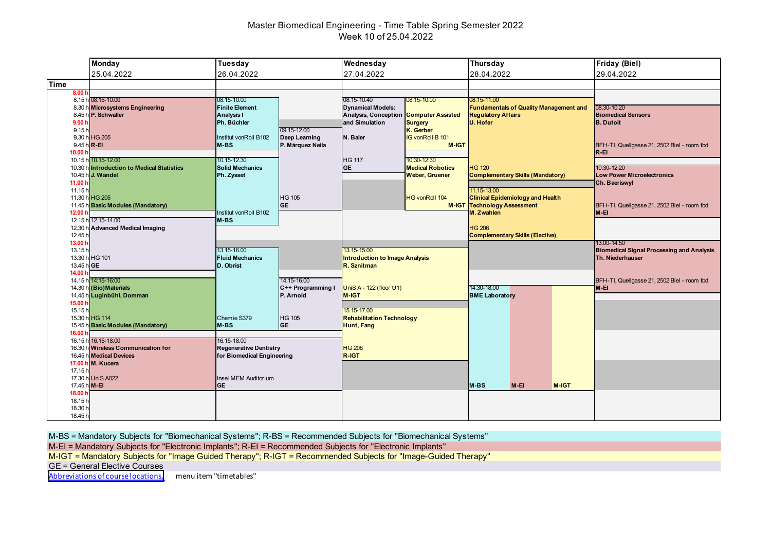# Master Biomedical Engineering - Time Table Spring Semester 2022
## Week 10 of 25.04.2022

| Day | Time | Course | Lecturer | Location | Category |
|---|---|---|---|---|---|
| Monday 25.04.2022 | 08.15-10.00 | Microsystems Engineering | P. Schwaller | HG 205 | R-EI |
| Monday 25.04.2022 | 10.15-12.00 | Introduction to Medical Statistics | J. Wandel | HG 205 | Basic Modules (Mandatory) |
| Monday 25.04.2022 | 12.15-14.00 | Advanced Medical Imaging | | HG 101 | GE |
| Monday 25.04.2022 | 14.15-16.00 | (Bio)Materials | Luginbühl, Domman | HG 114 | Basic Modules (Mandatory) |
| Monday 25.04.2022 | 16.15-18.00 | Wireless Communication for Medical Devices | M. Kucera | UniS A022 | M-EI |
| Tuesday 26.04.2022 | 08.15-10.00 | Finite Element Analysis I | Ph. Büchler | Institut vonRoll B102 | M-BS |
| Tuesday 26.04.2022 | 09.15-12.00 | Deep Learning | P. Márquez Neila | HG 105 | GE |
| Tuesday 26.04.2022 | 10.15-12.30 | Solid Mechanics | Ph. Zysset | Institut vonRoll B102 | M-BS |
| Tuesday 26.04.2022 | 13.15-16.00 | Fluid Mechanics | D. Obrist | Chemie S379 | M-BS |
| Tuesday 26.04.2022 | 14.15-16.00 | C++ Programming I | P. Arnold | HG 105 | GE |
| Tuesday 26.04.2022 | 16.15-18.00 | Regenerative Dentistry for Biomedical Engineering | | Insel MEM Auditorium | GE |
| Wednesday 27.04.2022 | 08.15-10.40 | Dynamical Models: Analysis, Conception and Simulation | N. Baier | HG 117 | GE |
| Wednesday 27.04.2022 | 08:15-10:00 | Computer Assisted Surgery | K. Gerber | IG vonRoll B 101 | M-IGT |
| Wednesday 27.04.2022 | 10:30-12:30 | Medical Robotics | Weber, Gruener | HG vonRoll 104 | M-IGT |
| Wednesday 27.04.2022 | 13.15-15.00 | Introduction to Image Analysis | R. Sznitman | UniS A - 122 (floor U1) | M-IGT |
| Wednesday 27.04.2022 | 15.15-17.00 | Rehabilitation Technology | Hunt, Fang | HG 206 | R-IGT |
| Thursday 28.04.2022 | 08.15-11.00 | Fundamentals of Quality Management and Regulatory Affairs | U. Hofer | HG 120 | Complementary Skills (Mandatory) |
| Thursday 28.04.2022 | 11.15-13.00 | Clinical Epidemiology and Health Technology Assessment | M. Zwahlen | HG 206 | Complementary Skills (Elective) |
| Thursday 28.04.2022 | 14.30-18.00 | BME Laboratory | | | M-BS, M-EI, M-IGT |
| Friday (Biel) 29.04.2022 | 08.30-10.20 | Biomedical Sensors | B. Dutoit | BFH-TI, Quellgasse 21, 2502 Biel - room tbd | R-EI |
| Friday (Biel) 29.04.2022 | 10:30-12:20 | Low Power Microelectronics | Ch. Baeriswyl | BFH-TI, Quellgasse 21, 2502 Biel - room tbd | M-EI |
| Friday (Biel) 29.04.2022 | 13.00-14.50 | Biomedical Signal Processing and Analysis | Th. Niederhauser | BFH-TI, Quellgasse 21, 2502 Biel - room tbd | M-EI |

M-BS = Mandatory Subjects for "Biomechanical Systems"; R-BS = Recommended Subjects for "Biomechanical Systems"
M-EI = Mandatory Subjects for "Electronic Implants"; R-EI = Recommended Subjects for "Electronic Implants"
M-IGT = Mandatory Subjects for "Image Guided Therapy"; R-IGT = Recommended Subjects for "Image-Guided Therapy"
GE = General Elective Courses

Abbreviations of course locations, menu item "timetables"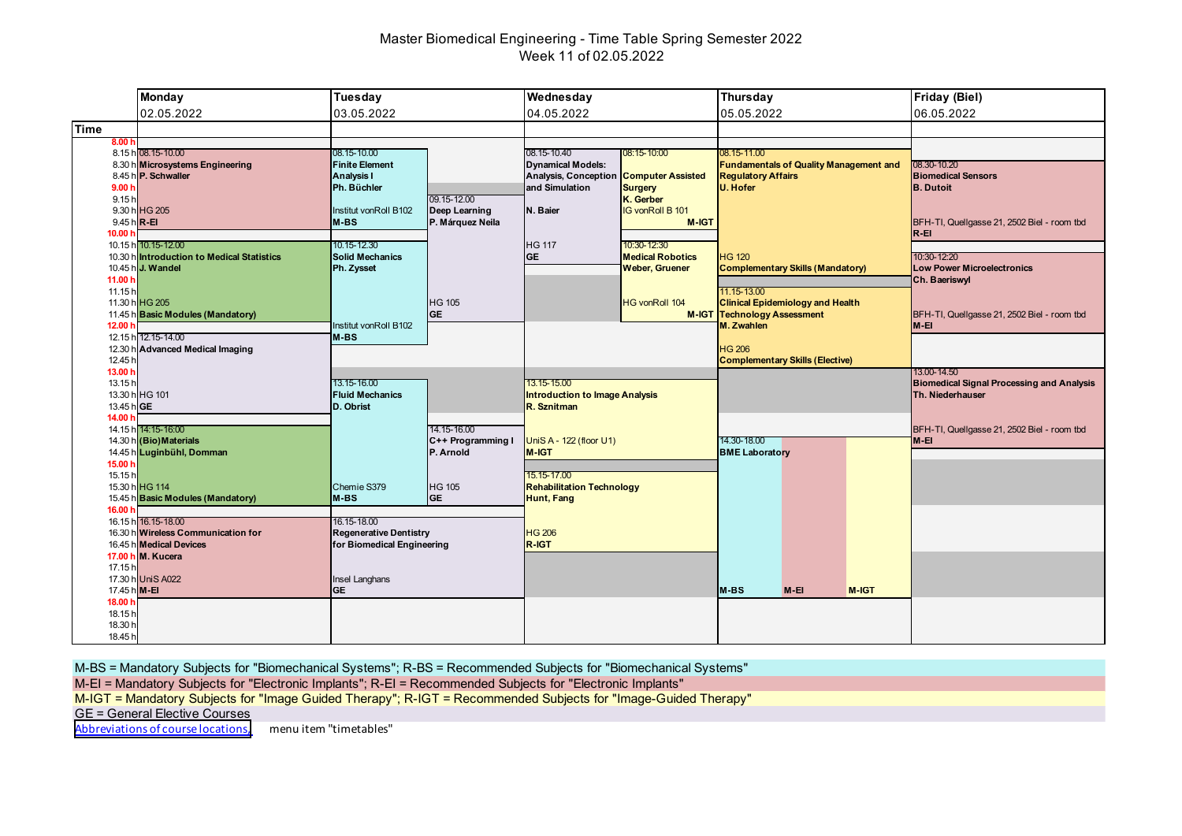# Master Biomedical Engineering - Time Table Spring Semester 2022

## Week 11 of 02.05.2022

| Day | Time | Course | Lecturer | Location | Category |
|---|---|---|---|---|---|
| Monday 02.05.2022 | 08.15-10.00 | **Microsystems Engineering** | P. Schwaller | HG 205 | R-EI |
| Monday 02.05.2022 | 10.15-12.00 | **Introduction to Medical Statistics** | J. Wandel | HG 205 | Basic Modules (Mandatory) |
| Monday 02.05.2022 | 12.15-14.00 | **Advanced Medical Imaging** | | HG 101 | GE |
| Monday 02.05.2022 | 14.15-16:00 | **(Bio)Materials** | Luginbühl, Domman | HG 114 | Basic Modules (Mandatory) |
| Monday 02.05.2022 | 16.15-18.00 | **Wireless Communication for Medical Devices** | M. Kucera | UniS A022 | M-EI |
| Tuesday 03.05.2022 | 08.15-10.00 | **Finite Element Analysis I** | Ph. Büchler | Institut vonRoll B102 | M-BS |
| Tuesday 03.05.2022 | 09.15-12.00 | **Deep Learning** | P. Márquez Neila | HG 105 | GE |
| Tuesday 03.05.2022 | 10.15-12.30 | **Solid Mechanics** | Ph. Zysset | Institut vonRoll B102 | M-BS |
| Tuesday 03.05.2022 | 13.15-16.00 | **Fluid Mechanics** | D. Obrist | Chemie S379 | M-BS |
| Tuesday 03.05.2022 | 14.15-16.00 | **C++ Programming I** | P. Arnold | HG 105 | GE |
| Tuesday 03.05.2022 | 16.15-18.00 | **Regenerative Dentistry for Biomedical Engineering** | | Insel Langhans | GE |
| Wednesday 04.05.2022 | 08.15-10.40 | **Dynamical Models: Analysis, Conception and Simulation** | N. Baier | HG 117 | GE |
| Wednesday 04.05.2022 | 08:15-10:00 | **Computer Assisted Surgery** | K. Gerber | IG vonRoll B 101 | M-IGT |
| Wednesday 04.05.2022 | 10:30-12:30 | **Medical Robotics** | Weber, Gruener | HG vonRoll 104 | M-IGT |
| Wednesday 04.05.2022 | 13.15-15.00 | **Introduction to Image Analysis** | R. Sznitman | UniS A - 122 (floor U1) | M-IGT |
| Wednesday 04.05.2022 | 15.15-17.00 | **Rehabilitation Technology** | Hunt, Fang | HG 206 | R-IGT |
| Thursday 05.05.2022 | 08.15-11.00 | **Fundamentals of Quality Management and Regulatory Affairs** | U. Hofer | HG 120 | Complementary Skills (Mandatory) |
| Thursday 05.05.2022 | 11.15-13.00 | **Clinical Epidemiology and Health Technology Assessment** | M. Zwahlen | HG 206 | Complementary Skills (Elective) |
| Thursday 05.05.2022 | 14.30-18.00 | **BME Laboratory** | | | M-BS, M-EI, M-IGT |
| Friday (Biel) 06.05.2022 | 08.30-10.20 | **Biomedical Sensors** | B. Dutoit | BFH-TI, Quellgasse 21, 2502 Biel - room tbd | R-EI |
| Friday (Biel) 06.05.2022 | 10:30-12:20 | **Low Power Microelectronics** | Ch. Baeriswyl | BFH-TI, Quellgasse 21, 2502 Biel - room tbd | M-EI |
| Friday (Biel) 06.05.2022 | 13.00-14.50 | **Biomedical Signal Processing and Analysis** | Th. Niederhauser | BFH-TI, Quellgasse 21, 2502 Biel - room tbd | M-EI |

M-BS = Mandatory Subjects for "Biomechanical Systems"; R-BS = Recommended Subjects for "Biomechanical Systems"
M-EI = Mandatory Subjects for "Electronic Implants"; R-EI = Recommended Subjects for "Electronic Implants"
M-IGT = Mandatory Subjects for "Image Guided Therapy"; R-IGT = Recommended Subjects for "Image-Guided Therapy"
GE = General Elective Courses

Abbreviations of course locations, menu item "timetables"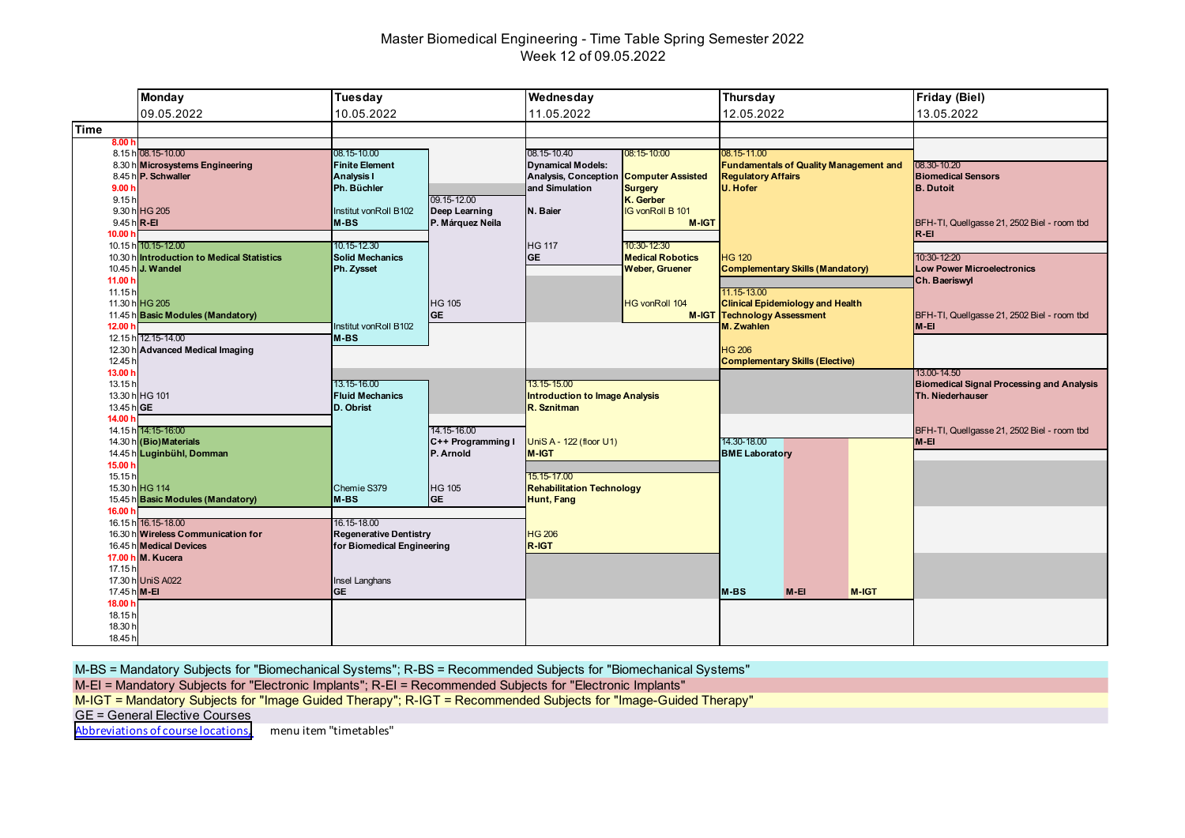# Master Biomedical Engineering - Time Table Spring Semester 2022
## Week 12 of 09.05.2022

| Monday 09.05.2022 | Tuesday 10.05.2022 | Wednesday 11.05.2022 | Thursday 12.05.2022 | Friday (Biel) 13.05.2022 |
|---|---|---|---|---|
| 08.15-10.00 **Microsystems Engineering** **P. Schwaller** HG 205 **R-EI** | 08.15-10.00 **Finite Element Analysis I** **Ph. Büchler** Institut vonRoll B102 **M-BS** | 08.15-10.40 **Dynamical Models: Analysis, Conception and Simulation** **N. Baier** HG 117 **GE** | 08.15-11.00 **Fundamentals of Quality Management and Regulatory Affairs** **U. Hofer** HG 120 **Complementary Skills (Mandatory)** | 08.30-10.20 **Biomedical Sensors** **B. Dutoit** BFH-TI, Quellgasse 21, 2502 Biel - room tbd **R-EI** |
| | 09.15-12.00 **Deep Learning** **P. Márquez Neila** HG 105 **GE** | 08:15-10:00 **Computer Assisted Surgery** **K. Gerber** IG vonRoll B 101 **M-IGT** | | |
| 10.15-12.00 **Introduction to Medical Statistics** **J. Wandel** HG 205 **Basic Modules (Mandatory)** | 10.15-12.30 **Solid Mechanics** **Ph. Zysset** Institut vonRoll B102 **M-BS** | 10:30-12:30 **Medical Robotics** **Weber, Gruener** HG vonRoll 104 **M-IGT** | 11.15-13.00 **Clinical Epidemiology and Health Technology Assessment** **M. Zwahlen** HG 206 **Complementary Skills (Elective)** | 10:30-12:20 **Low Power Microelectronics** **Ch. Baeriswyl** BFH-TI, Quellgasse 21, 2502 Biel - room tbd **M-EI** |
| 12.15-14.00 **Advanced Medical Imaging** HG 101 **GE** | | | | 13.00-14.50 **Biomedical Signal Processing and Analysis** **Th. Niederhauser** BFH-TI, Quellgasse 21, 2502 Biel - room tbd **M-EI** |
| 14.15-16:00 **(Bio)Materials** **Luginbühl, Domman** HG 114 **Basic Modules (Mandatory)** | 13.15-16.00 **Fluid Mechanics** **D. Obrist** Chemie S379 **M-BS** | 13.15-15.00 **Introduction to Image Analysis** **R. Sznitman** UniS A - 122 (floor U1) **M-IGT** | 14.30-18.00 **BME Laboratory** **M-BS** / **M-EI** / **M-IGT** | |
| | 14.15-16.00 **C++ Programming I** **P. Arnold** HG 105 **GE** | 15.15-17.00 **Rehabilitation Technology** **Hunt, Fang** HG 206 **R-IGT** | | |
| 16.15-18.00 **Wireless Communication for Medical Devices** **M. Kucera** UniS A022 **M-EI** | 16.15-18.00 **Regenerative Dentistry for Biomedical Engineering** Insel Langhans **GE** | | | |

M-BS = Mandatory Subjects for "Biomechanical Systems"; R-BS = Recommended Subjects for "Biomechanical Systems"
M-EI = Mandatory Subjects for "Electronic Implants"; R-EI = Recommended Subjects for "Electronic Implants"
M-IGT = Mandatory Subjects for "Image Guided Therapy"; R-IGT = Recommended Subjects for "Image-Guided Therapy"
GE = General Elective Courses

Abbreviations of course locations, menu item "timetables"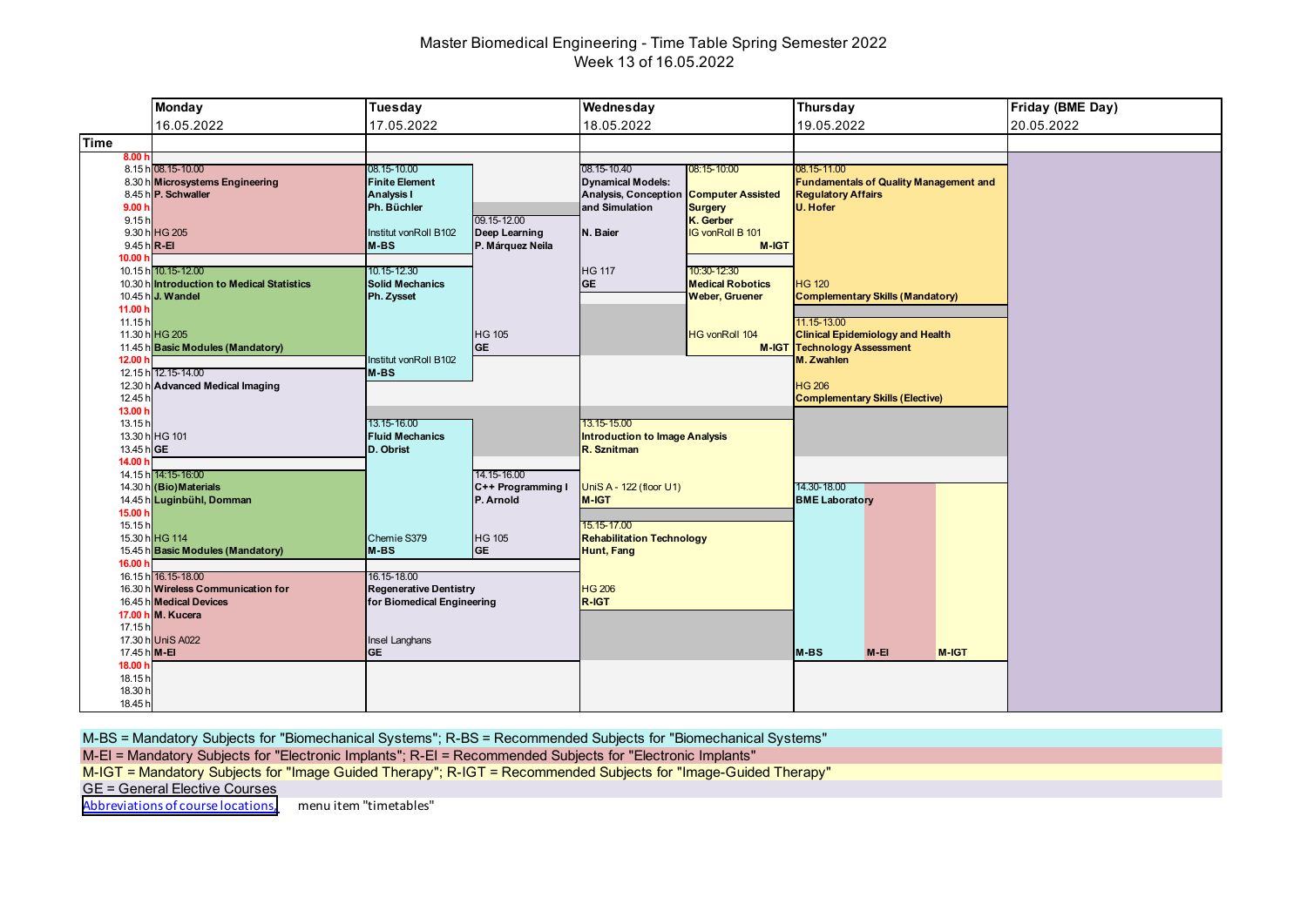# Master Biomedical Engineering - Time Table Spring Semester 2022

## Week 13 of 16.05.2022

| Time | Monday 16.05.2022 | Tuesday 17.05.2022 | Wednesday 18.05.2022 | Thursday 19.05.2022 | Friday (BME Day) 20.05.2022 |
|---|---|---|---|---|---|
| 8.15 h | 08.15-10.00 **Microsystems Engineering** **P. Schwaller** HG 205 **R-EI** | 08.15-10.00 **Finite Element Analysis I** **Ph. Büchler** Institut vonRoll B102 **M-BS** | 08.15-10.40 **Dynamical Models: Analysis, Conception and Simulation** **N. Baier** HG 117 **GE** | 08.15-11.00 **Fundamentals of Quality Management and Regulatory Affairs** **U. Hofer** HG 120 **Complementary Skills (Mandatory)** | |
| 8.15 h | | | 08:15-10:00 **Computer Assisted Surgery** **K. Gerber** IG vonRoll B 101 **M-IGT** | | |
| 9.15 h | | 09.15-12.00 **Deep Learning** **P. Márquez Neila** HG 105 **GE** | | | |
| 10.15 h | 10.15-12.00 **Introduction to Medical Statistics** **J. Wandel** HG 205 **Basic Modules (Mandatory)** | 10.15-12.30 **Solid Mechanics** **Ph. Zysset** Institut vonRoll B102 **M-BS** | | | |
| 10.30 h | | | 10:30-12:30 **Medical Robotics** **Weber, Gruener** HG vonRoll 104 **M-IGT** | | |
| 11.15 h | | | | 11.15-13.00 **Clinical Epidemiology and Health Technology Assessment** **M. Zwahlen** HG 206 **Complementary Skills (Elective)** | |
| 12.15 h | 12.15-14.00 **Advanced Medical Imaging** HG 101 **GE** | | | | |
| 13.15 h | | 13.15-16.00 **Fluid Mechanics** **D. Obrist** Chemie S379 **M-BS** | 13.15-15.00 **Introduction to Image Analysis** **R. Sznitman** UniS A - 122 (floor U1) **M-IGT** | | |
| 14.15 h | 14.15-16:00 **(Bio)Materials** **Luginbühl, Domman** HG 114 **Basic Modules (Mandatory)** | 14.15-16.00 **C++ Programming I** **P. Arnold** HG 105 **GE** | | | |
| 14.30 h | | | | 14.30-18.00 **BME Laboratory** **M-BS** / **M-EI** / **M-IGT** | |
| 15.15 h | | | 15.15-17.00 **Rehabilitation Technology** **Hunt, Fang** HG 206 **R-IGT** | | |
| 16.15 h | 16.15-18.00 **Wireless Communication for Medical Devices** **M. Kucera** UniS A022 **M-EI** | 16.15-18.00 **Regenerative Dentistry for Biomedical Engineering** Insel Langhans **GE** | | | |

M-BS = Mandatory Subjects for "Biomechanical Systems"; R-BS = Recommended Subjects for "Biomechanical Systems"

M-EI = Mandatory Subjects for "Electronic Implants"; R-EI = Recommended Subjects for "Electronic Implants"

M-IGT = Mandatory Subjects for "Image Guided Therapy"; R-IGT = Recommended Subjects for "Image-Guided Therapy"

GE = General Elective Courses

Abbreviations of course locations, menu item "timetables"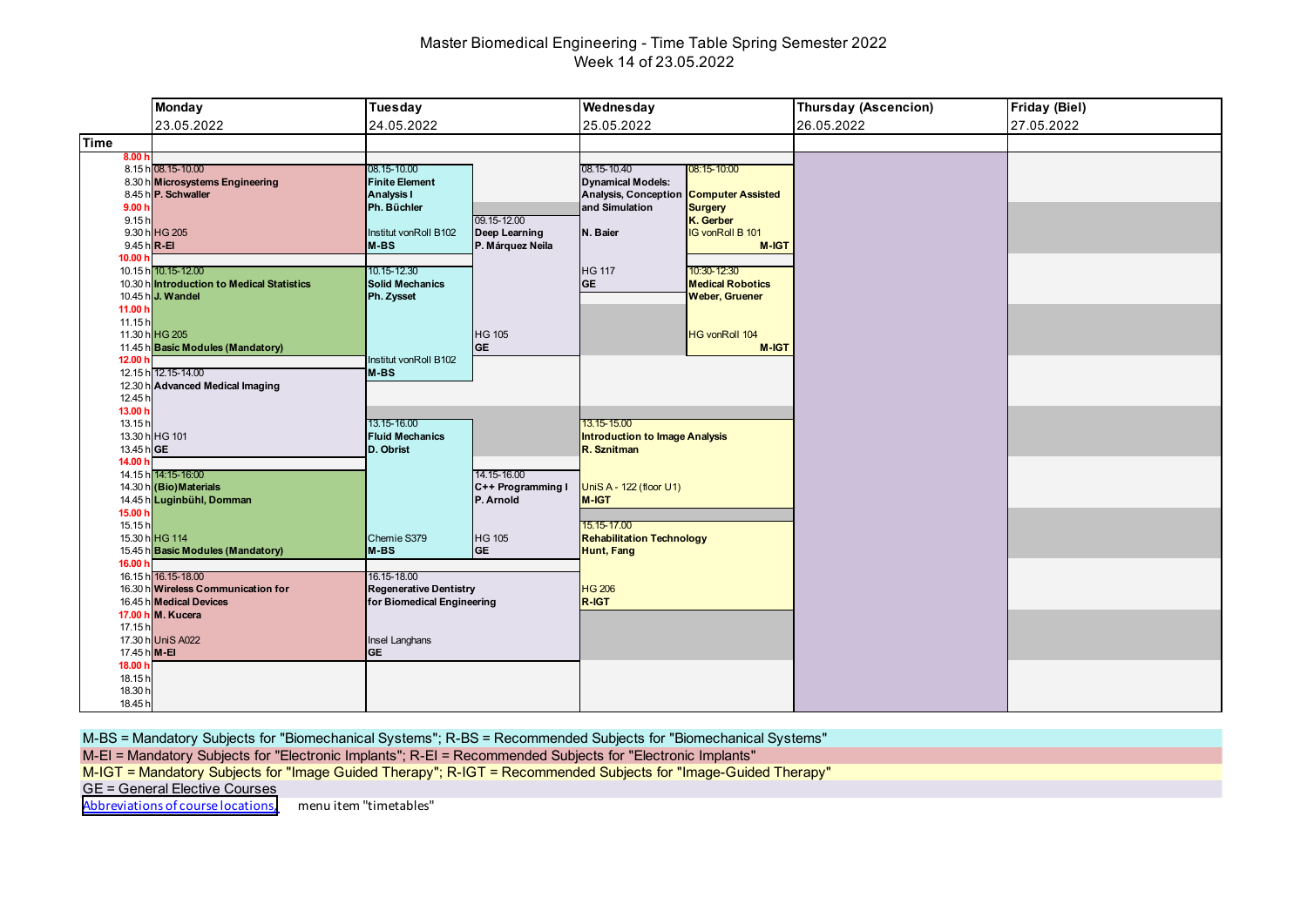# Master Biomedical Engineering - Time Table Spring Semester 2022
Week 14 of 23.05.2022

| Day | Course entries |
| --- | --- |
| **Monday** 23.05.2022 | 08.15-10.00 **Microsystems Engineering** **P. Schwaller** HG 205 **R-EI**<br>10.15-12.00 **Introduction to Medical Statistics** **J. Wandel** HG 205 **Basic Modules (Mandatory)**<br>12.15-14.00 **Advanced Medical Imaging** HG 101 **GE**<br>14.15-16:00 **(Bio)Materials** **Luginbühl, Domman** HG 114 **Basic Modules (Mandatory)**<br>16.15-18.00 **Wireless Communication for Medical Devices** **M. Kucera** UniS A022 **M-EI** |
| **Tuesday** 24.05.2022 | 08.15-10.00 **Finite Element Analysis I** **Ph. Büchler** Institut vonRoll B102 **M-BS**<br>09.15-12.00 **Deep Learning** **P. Márquez Neila** HG 105 **GE**<br>10.15-12.30 **Solid Mechanics** **Ph. Zysset** Institut vonRoll B102 **M-BS**<br>13.15-16.00 **Fluid Mechanics** **D. Obrist** Chemie S379 **M-BS**<br>14.15-16.00 **C++ Programming I** **P. Arnold** HG 105 **GE**<br>16.15-18.00 **Regenerative Dentistry for Biomedical Engineering** Insel Langhans **GE** |
| **Wednesday** 25.05.2022 | 08.15-10.40 **Dynamical Models: Analysis, Conception and Simulation** **N. Baier** HG 117 **GE**<br>08:15-10:00 **Computer Assisted Surgery** **K. Gerber** IG vonRoll B 101 **M-IGT**<br>10:30-12:30 **Medical Robotics** **Weber, Gruener** HG vonRoll 104 **M-IGT**<br>13.15-15.00 **Introduction to Image Analysis** **R. Sznitman** UniS A - 122 (floor U1) **M-IGT**<br>15.15-17.00 **Rehabilitation Technology** **Hunt, Fang** HG 206 **R-IGT** |
| **Thursday (Ascencion)** 26.05.2022 | |
| **Friday (Biel)** 27.05.2022 | |

M-BS = Mandatory Subjects for "Biomechanical Systems"; R-BS = Recommended Subjects for "Biomechanical Systems"

M-EI = Mandatory Subjects for "Electronic Implants"; R-EI = Recommended Subjects for "Electronic Implants"

M-IGT = Mandatory Subjects for "Image Guided Therapy"; R-IGT = Recommended Subjects for "Image-Guided Therapy"

GE = General Elective Courses

Abbreviations of course locations, menu item "timetables"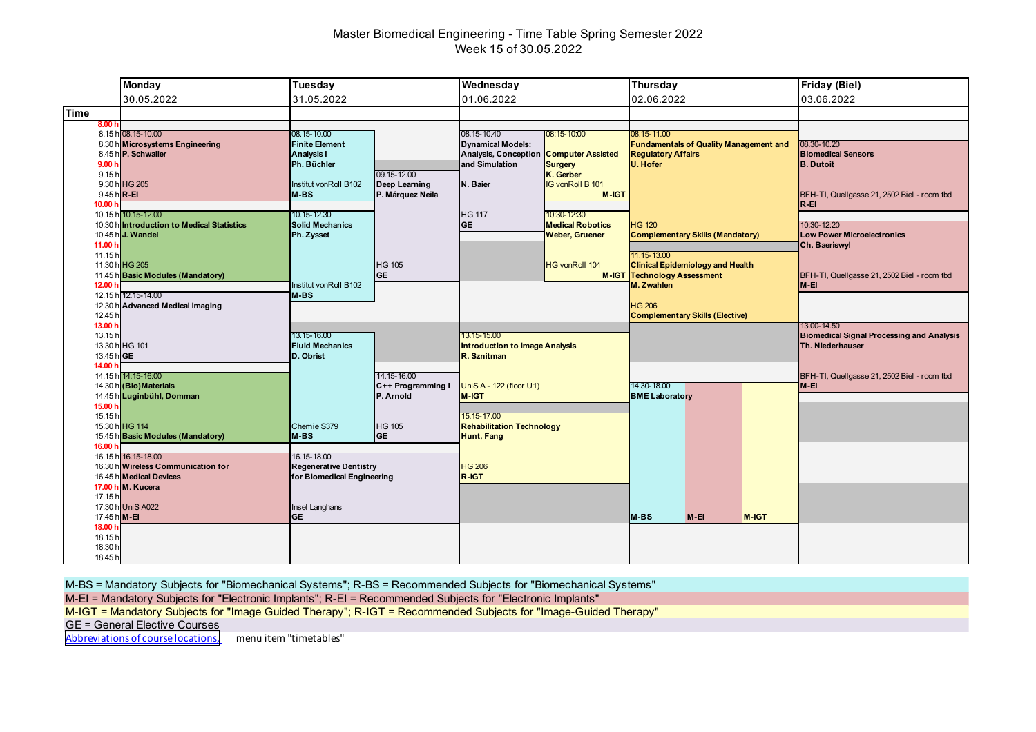# Master Biomedical Engineering - Time Table Spring Semester 2022
Week 15 of 30.05.2022

| Time | Monday 30.05.2022 | Tuesday 31.05.2022 | | Wednesday 01.06.2022 | | Thursday 02.06.2022 | Friday (Biel) 03.06.2022 |
|---|---|---|---|---|---|---|---|
| 08.15 h | 08.15-10.00 **Microsystems Engineering** **P. Schwaller** HG 205 **R-EI** | 08.15-10.00 **Finite Element Analysis I** **Ph. Büchler** Institut vonRoll B102 **M-BS** | | 08.15-10.40 **Dynamical Models: Analysis, Conception and Simulation** **N. Baier** HG 117 **GE** | 08:15-10:00 **Computer Assisted Surgery** **K. Gerber** IG vonRoll B 101 **M-IGT** | 08.15-11.00 **Fundamentals of Quality Management and Regulatory Affairs** **U. Hofer** HG 120 **Complementary Skills (Mandatory)** | |
| 08.30 h | | | | | | | 08.30-10.20 **Biomedical Sensors** **B. Dutoit** BFH-TI, Quellgasse 21, 2502 Biel - room tbd **R-EI** |
| 09.15 h | | | 09.15-12.00 **Deep Learning** **P. Márquez Neila** HG 105 **GE** | | | | |
| 10.15 h | 10.15-12.00 **Introduction to Medical Statistics** **J. Wandel** HG 205 **Basic Modules (Mandatory)** | 10.15-12.30 **Solid Mechanics** **Ph. Zysset** Institut vonRoll B102 **M-BS** | | | | | |
| 10.30 h | | | | | 10:30-12:30 **Medical Robotics** **Weber, Gruener** HG vonRoll 104 **M-IGT** | | 10:30-12:20 **Low Power Microelectronics** **Ch. Baeriswyl** BFH-TI, Quellgasse 21, 2502 Biel - room tbd **M-EI** |
| 11.15 h | | | | | | 11.15-13.00 **Clinical Epidemiology and Health Technology Assessment** **M. Zwahlen** HG 206 **Complementary Skills (Elective)** | |
| 12.15 h | 12.15-14.00 **Advanced Medical Imaging** HG 101 **GE** | | | | | | |
| 13.00 h | | | | | | | 13.00-14.50 **Biomedical Signal Processing and Analysis** **Th. Niederhauser** BFH-TI, Quellgasse 21, 2502 Biel - room tbd **M-EI** |
| 13.15 h | | 13.15-16.00 **Fluid Mechanics** **D. Obrist** Chemie S379 **M-BS** | | 13.15-15.00 **Introduction to Image Analysis** **R. Sznitman** UniS A - 122 (floor U1) **M-IGT** | | | |
| 14.15 h | 14.15-16:00 **(Bio)Materials** **Luginbühl, Domman** HG 114 **Basic Modules (Mandatory)** | | 14.15-16.00 **C++ Programming I** **P. Arnold** HG 105 **GE** | | | | |
| 14.30 h | | | | | | 14.30-18.00 **BME Laboratory** **M-BS** **M-EI** **M-IGT** | |
| 15.15 h | | | | 15.15-17.00 **Rehabilitation Technology** **Hunt, Fang** HG 206 **R-IGT** | | | |
| 16.15 h | 16.15-18.00 **Wireless Communication for Medical Devices** **M. Kucera** UniS A022 **M-EI** | 16.15-18.00 **Regenerative Dentistry for Biomedical Engineering** Insel Langhans **GE** | | | | | |

M-BS = Mandatory Subjects for "Biomechanical Systems"; R-BS = Recommended Subjects for "Biomechanical Systems"
M-EI = Mandatory Subjects for "Electronic Implants"; R-EI = Recommended Subjects for "Electronic Implants"
M-IGT = Mandatory Subjects for "Image Guided Therapy"; R-IGT = Recommended Subjects for "Image-Guided Therapy"
GE = General Elective Courses

Abbreviations of course locations, menu item "timetables"